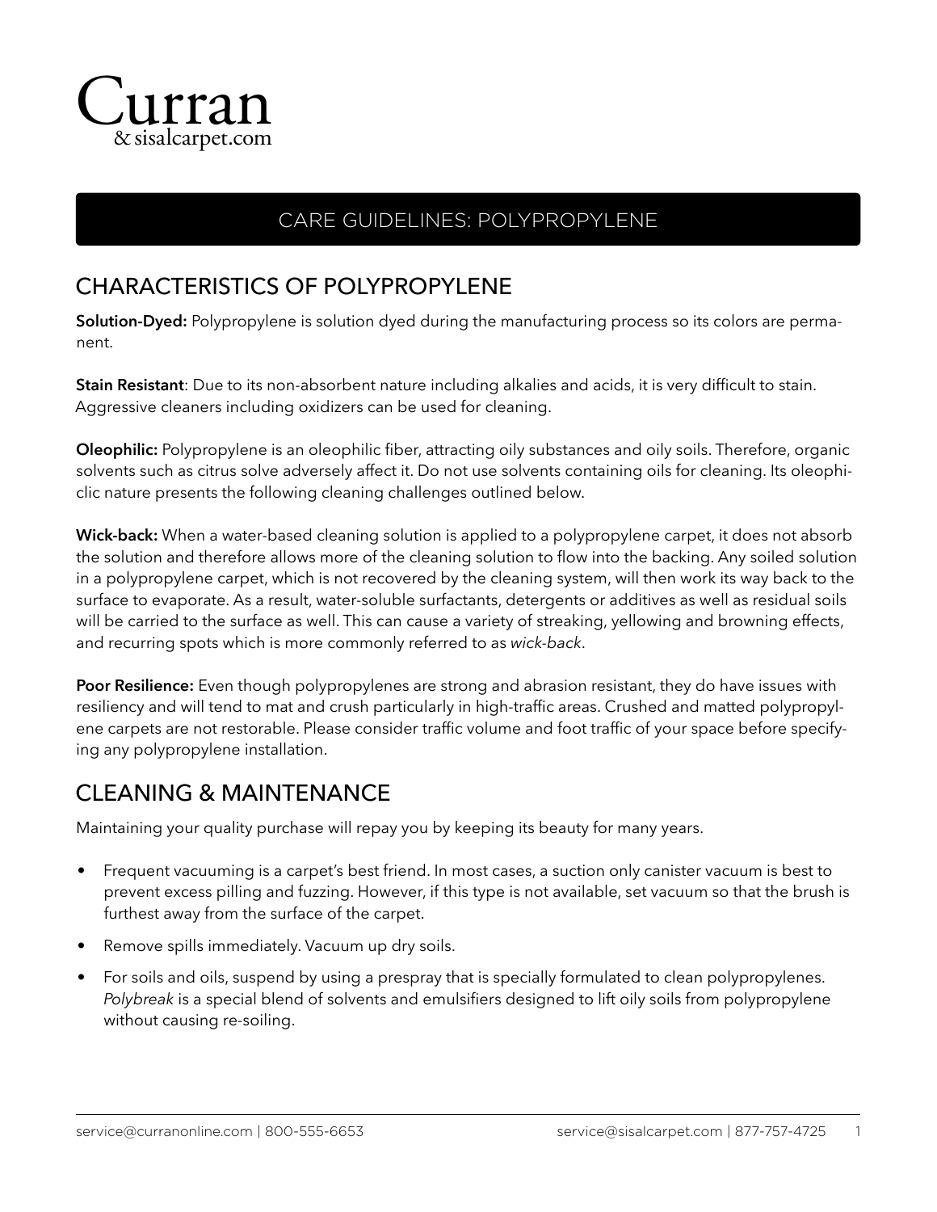# Curran
& sisalcarpet.com

## CARE GUIDELINES: POLYPROPYLENE

## CHARACTERISTICS OF POLYPROPYLENE

**Solution-Dyed:** Polypropylene is solution dyed during the manufacturing process so its colors are permanent.

**Stain Resistant**: Due to its non-absorbent nature including alkalies and acids, it is very difficult to stain. Aggressive cleaners including oxidizers can be used for cleaning.

**Oleophilic:** Polypropylene is an oleophilic fiber, attracting oily substances and oily soils. Therefore, organic solvents such as citrus solve adversely affect it. Do not use solvents containing oils for cleaning. Its oleophilic nature presents the following cleaning challenges outlined below.

**Wick-back:** When a water-based cleaning solution is applied to a polypropylene carpet, it does not absorb the solution and therefore allows more of the cleaning solution to flow into the backing. Any soiled solution in a polypropylene carpet, which is not recovered by the cleaning system, will then work its way back to the surface to evaporate. As a result, water-soluble surfactants, detergents or additives as well as residual soils will be carried to the surface as well. This can cause a variety of streaking, yellowing and browning effects, and recurring spots which is more commonly referred to as *wick-back*.

**Poor Resilience:** Even though polypropylenes are strong and abrasion resistant, they do have issues with resiliency and will tend to mat and crush particularly in high-traffic areas. Crushed and matted polypropylene carpets are not restorable. Please consider traffic volume and foot traffic of your space before specifying any polypropylene installation.

## CLEANING & MAINTENANCE

Maintaining your quality purchase will repay you by keeping its beauty for many years.

- Frequent vacuuming is a carpet's best friend. In most cases, a suction only canister vacuum is best to prevent excess pilling and fuzzing. However, if this type is not available, set vacuum so that the brush is furthest away from the surface of the carpet.
- Remove spills immediately. Vacuum up dry soils.
- For soils and oils, suspend by using a prespray that is specially formulated to clean polypropylenes. *Polybreak* is a special blend of solvents and emulsifiers designed to lift oily soils from polypropylene without causing re-soiling.

service@curranonline.com | 800-555-6653 service@sisalcarpet.com | 877-757-4725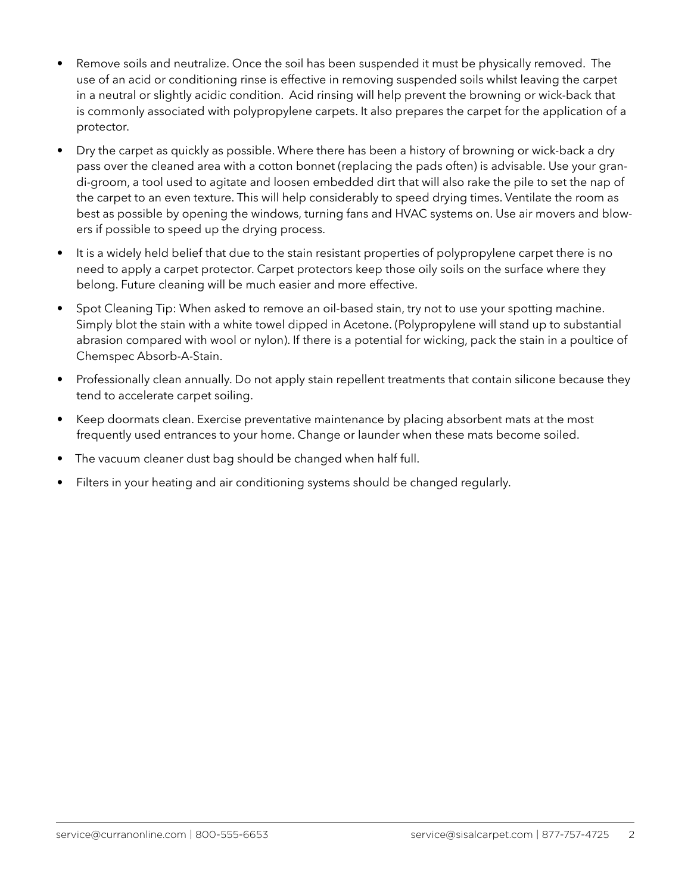- Remove soils and neutralize. Once the soil has been suspended it must be physically removed. The use of an acid or conditioning rinse is effective in removing suspended soils whilst leaving the carpet in a neutral or slightly acidic condition. Acid rinsing will help prevent the browning or wick-back that is commonly associated with polypropylene carpets. It also prepares the carpet for the application of a protector.
- Dry the carpet as quickly as possible. Where there has been a history of browning or wick-back a dry pass over the cleaned area with a cotton bonnet (replacing the pads often) is advisable. Use your grandi-groom, a tool used to agitate and loosen embedded dirt that will also rake the pile to set the nap of the carpet to an even texture. This will help considerably to speed drying times. Ventilate the room as best as possible by opening the windows, turning fans and HVAC systems on. Use air movers and blowers if possible to speed up the drying process.
- It is a widely held belief that due to the stain resistant properties of polypropylene carpet there is no need to apply a carpet protector. Carpet protectors keep those oily soils on the surface where they belong. Future cleaning will be much easier and more effective.
- Spot Cleaning Tip: When asked to remove an oil-based stain, try not to use your spotting machine. Simply blot the stain with a white towel dipped in Acetone. (Polypropylene will stand up to substantial abrasion compared with wool or nylon). If there is a potential for wicking, pack the stain in a poultice of Chemspec Absorb-A-Stain.
- Professionally clean annually. Do not apply stain repellent treatments that contain silicone because they tend to accelerate carpet soiling.
- Keep doormats clean. Exercise preventative maintenance by placing absorbent mats at the most frequently used entrances to your home. Change or launder when these mats become soiled.
- The vacuum cleaner dust bag should be changed when half full.
- Filters in your heating and air conditioning systems should be changed regularly.

service@curranonline.com | 800-555-6653 service@sisalcarpet.com | 877-757-4725